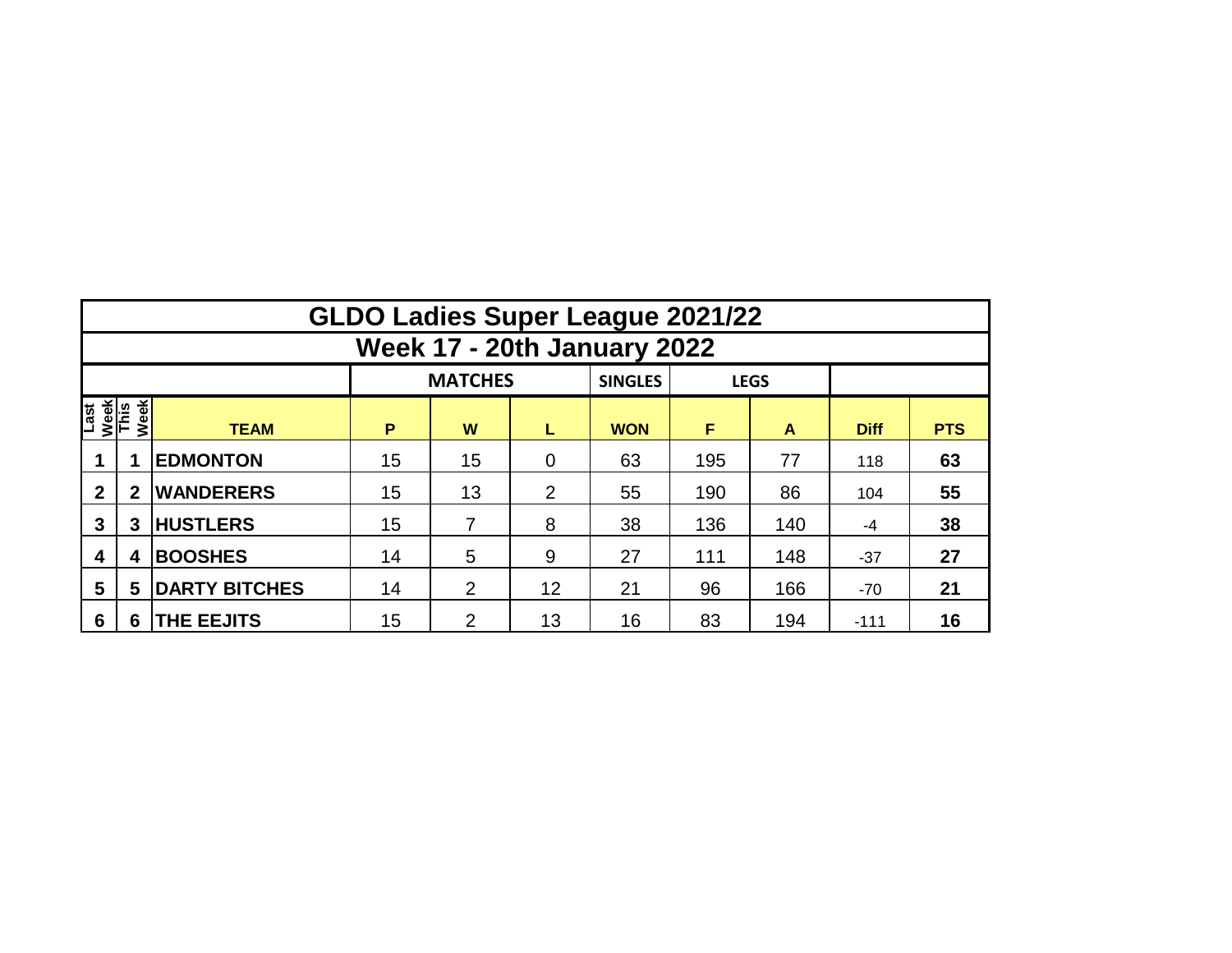# GLDO Ladies Super League 2021/22

## Week 17 - 20th January 2022

| | | | MATCHES | | | SINGLES | LEGS | | | |
|---|---|---|---|---|---|---|---|---|---|---|
| Last Week | This Week | TEAM | P | W | L | WON | F | A | Diff | PTS |
| **1** | **1** | **EDMONTON** | 15 | 15 | 0 | 63 | 195 | 77 | 118 | **63** |
| **2** | **2** | **WANDERERS** | 15 | 13 | 2 | 55 | 190 | 86 | 104 | **55** |
| **3** | **3** | **HUSTLERS** | 15 | 7 | 8 | 38 | 136 | 140 | -4 | **38** |
| **4** | **4** | **BOOSHES** | 14 | 5 | 9 | 27 | 111 | 148 | -37 | **27** |
| **5** | **5** | **DARTY BITCHES** | 14 | 2 | 12 | 21 | 96 | 166 | -70 | **21** |
| **6** | **6** | **THE EEJITS** | 15 | 2 | 13 | 16 | 83 | 194 | -111 | **16** |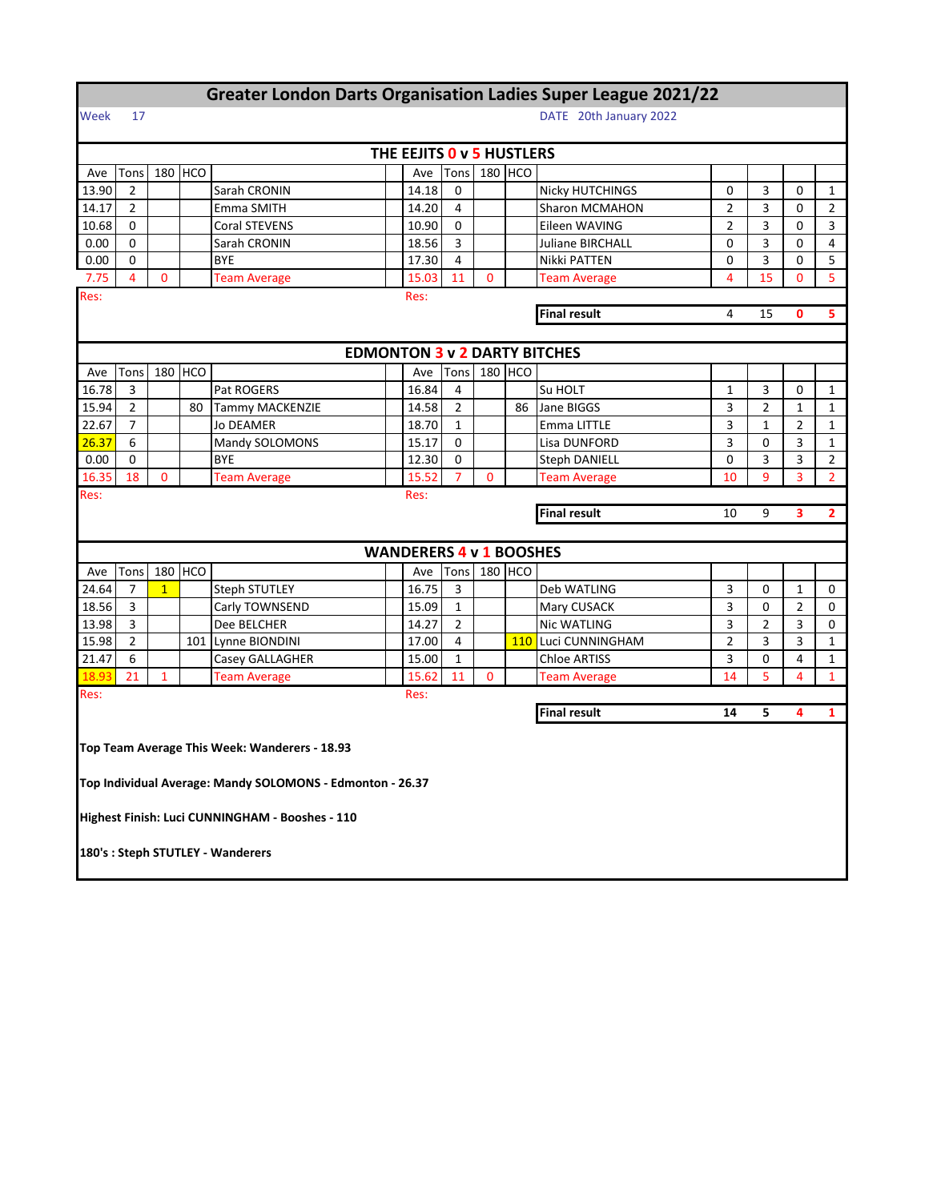# Greater London Darts Organisation Ladies Super League 2021/22

Week 17

DATE 20th January 2022

## THE EEJITS 0 v 5 HUSTLERS

| Ave | Tons | 180 | HCO | | Ave | Tons | 180 | HCO | | | | | |
|---|---|---|---|---|---|---|---|---|---|---|---|---|---|
| 13.90 | 2 | | | Sarah CRONIN | 14.18 | 0 | | | Nicky HUTCHINGS | 0 | 3 | 0 | 1 |
| 14.17 | 2 | | | Emma SMITH | 14.20 | 4 | | | Sharon MCMAHON | 2 | 3 | 0 | 2 |
| 10.68 | 0 | | | Coral STEVENS | 10.90 | 0 | | | Eileen WAVING | 2 | 3 | 0 | 3 |
| 0.00 | 0 | | | Sarah CRONIN | 18.56 | 3 | | | Juliane BIRCHALL | 0 | 3 | 0 | 4 |
| 0.00 | 0 | | | BYE | 17.30 | 4 | | | Nikki PATTEN | 0 | 3 | 0 | 5 |
| 7.75 | 4 | 0 | | Team Average | 15.03 | 11 | 0 | | Team Average | 4 | 15 | 0 | 5 |
| Res: | | | | | Res: | | | | | | | | |
| | | | | | | | | | Final result | 4 | 15 | 0 | 5 |

## EDMONTON 3 v 2 DARTY BITCHES

| Ave | Tons | 180 | HCO | | Ave | Tons | 180 | HCO | | | | | |
|---|---|---|---|---|---|---|---|---|---|---|---|---|---|
| 16.78 | 3 | | | Pat ROGERS | 16.84 | 4 | | | Su HOLT | 1 | 3 | 0 | 1 |
| 15.94 | 2 | | 80 | Tammy MACKENZIE | 14.58 | 2 | | 86 | Jane BIGGS | 3 | 2 | 1 | 1 |
| 22.67 | 7 | | | Jo DEAMER | 18.70 | 1 | | | Emma LITTLE | 3 | 1 | 2 | 1 |
| 26.37 | 6 | | | Mandy SOLOMONS | 15.17 | 0 | | | Lisa DUNFORD | 3 | 0 | 3 | 1 |
| 0.00 | 0 | | | BYE | 12.30 | 0 | | | Steph DANIELL | 0 | 3 | 3 | 2 |
| 16.35 | 18 | 0 | | Team Average | 15.52 | 7 | 0 | | Team Average | 10 | 9 | 3 | 2 |
| Res: | | | | | Res: | | | | | | | | |
| | | | | | | | | | Final result | 10 | 9 | 3 | 2 |

## WANDERERS 4 v 1 BOOSHES

| Ave | Tons | 180 | HCO | | Ave | Tons | 180 | HCO | | | | | |
|---|---|---|---|---|---|---|---|---|---|---|---|---|---|
| 24.64 | 7 | 1 | | Steph STUTLEY | 16.75 | 3 | | | Deb WATLING | 3 | 0 | 1 | 0 |
| 18.56 | 3 | | | Carly TOWNSEND | 15.09 | 1 | | | Mary CUSACK | 3 | 0 | 2 | 0 |
| 13.98 | 3 | | | Dee BELCHER | 14.27 | 2 | | | Nic WATLING | 3 | 2 | 3 | 0 |
| 15.98 | 2 | | 101 | Lynne BIONDINI | 17.00 | 4 | | 110 | Luci CUNNINGHAM | 2 | 3 | 3 | 1 |
| 21.47 | 6 | | | Casey GALLAGHER | 15.00 | 1 | | | Chloe ARTISS | 3 | 0 | 4 | 1 |
| 18.93 | 21 | 1 | | Team Average | 15.62 | 11 | 0 | | Team Average | 14 | 5 | 4 | 1 |
| Res: | | | | | Res: | | | | | | | | |
| | | | | | | | | | Final result | 14 | 5 | 4 | 1 |

**Top Team Average This Week: Wanderers - 18.93**

**Top Individual Average: Mandy SOLOMONS - Edmonton - 26.37**

**Highest Finish: Luci CUNNINGHAM - Booshes - 110**

**180's : Steph STUTLEY - Wanderers**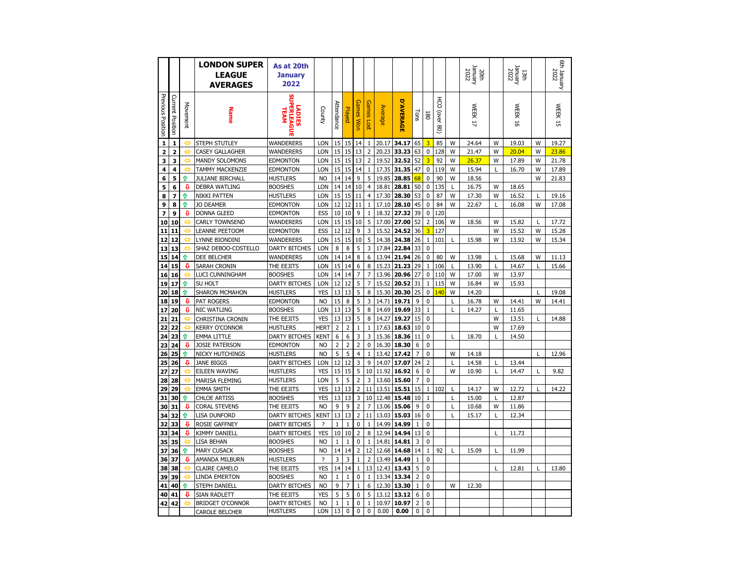| | | | LONDON SUPER LEAGUE AVERAGES | As at 20th January 2022 | | | | | | | | | | | | 20th January 2022 | | 13th January 2022 | | 6th January 2022 |
|---|---|---|---|---|---|---|---|---|---|---|---|---|---|---|---|---|---|---|---|---|
| Previous Position | Current Position | Movement | Name | LADIES SUPERLEAGUE TEAM | County | Attendance | Played | Games Won | Games Lost | Average | D AVERAGE | Tons | 180 | HCO (over 80) | | WEEK 17 | | WEEK 16 | | WEEK 15 |
| 1 | 1 | ⇔ | STEPH STUTLEY | WANDERERS | LON | 15 | 15 | 14 | 1 | 20.17 | **34.17** | 65 | 3 | 85 | W | 24.64 | W | 19.03 | W | 19.27 |
| 2 | 2 | ⇔ | CASEY GALLAGHER | WANDERERS | LON | 15 | 15 | 13 | 2 | 20.23 | **33.23** | 63 | 0 | 128 | W | 21.47 | W | 20.04 | W | 23.86 |
| 3 | 3 | ⇔ | MANDY SOLOMONS | EDMONTON | LON | 15 | 15 | 13 | 2 | 19.52 | **32.52** | 52 | 3 | 92 | W | 26.37 | W | 17.89 | W | 21.78 |
| 4 | 4 | ⇔ | TAMMY MACKENZIE | EDMONTON | LON | 15 | 15 | 14 | 1 | 17.35 | **31.35** | 47 | 0 | 119 | W | 15.94 | L | 16.70 | W | 17.89 |
| 6 | 5 | ⇧ | JULIANE BIRCHALL | HUSTLERS | NO | 14 | 14 | 9 | 5 | 19.85 | **28.85** | 68 | 0 | 90 | W | 18.56 | | | W | 21.83 |
| 5 | 6 | ⇩ | DEBRA WATLING | BOOSHES | LON | 14 | 14 | 10 | 4 | 18.81 | **28.81** | 50 | 0 | 135 | L | 16.75 | W | 18.65 | | |
| 8 | 7 | ⇧ | NIKKI PATTEN | HUSTLERS | LON | 15 | 15 | 11 | 4 | 17.30 | **28.30** | 53 | 0 | 87 | W | 17.30 | W | 16.52 | L | 19.16 |
| 9 | 8 | ⇧ | JO DEAMER | EDMONTON | LON | 12 | 12 | 11 | 1 | 17.10 | **28.10** | 45 | 0 | 84 | W | 22.67 | L | 16.08 | W | 17.08 |
| 7 | 9 | ⇩ | DONNA GLEED | EDMONTON | ESS | 10 | 10 | 9 | 1 | 18.32 | **27.32** | 39 | 0 | 120 | | | | | | |
| 10 | 10 | ⇔ | CARLY TOWNSEND | WANDERERS | LON | 15 | 15 | 10 | 5 | 17.00 | **27.00** | 52 | 2 | 106 | W | 18.56 | W | 15.82 | L | 17.72 |
| 11 | 11 | ⇔ | LEANNE PEETOOM | EDMONTON | ESS | 12 | 12 | 9 | 3 | 15.52 | **24.52** | 36 | 3 | 127 | | | W | 15.52 | W | 15.28 |
| 12 | 12 | ⇔ | LYNNE BIONDINI | WANDERERS | LON | 15 | 15 | 10 | 5 | 14.38 | **24.38** | 26 | 1 | 101 | L | 15.98 | W | 13.92 | W | 15.34 |
| 13 | 13 | ⇔ | SHAZ DEBOO-COSTELLO | DARTY BITCHES | LON | 8 | 8 | 5 | 3 | 17.84 | **22.84** | 33 | 0 | | | | | | | |
| 15 | 14 | ⇧ | DEE BELCHER | WANDERERS | LON | 14 | 14 | 8 | 6 | 13.94 | **21.94** | 26 | 0 | 80 | W | 13.98 | L | 15.68 | W | 11.13 |
| 14 | 15 | ⇩ | SARAH CRONIN | THE EEJITS | LON | 15 | 14 | 6 | 8 | 15.23 | **21.23** | 29 | 1 | 106 | L | 13.90 | L | 14.67 | L | 15.66 |
| 16 | 16 | ⇔ | LUCI CUNNINGHAM | BOOSHES | LON | 14 | 14 | 7 | 7 | 13.96 | **20.96** | 27 | 0 | 110 | W | 17.00 | W | 13.97 | | |
| 19 | 17 | ⇧ | SU HOLT | DARTY BITCHES | LON | 12 | 12 | 5 | 7 | 15.52 | **20.52** | 31 | 1 | 115 | W | 16.84 | W | 15.93 | | |
| 20 | 18 | ⇧ | SHARON MCMAHON | HUSTLERS | YES | 13 | 13 | 5 | 8 | 15.30 | **20.30** | 25 | 0 | 140 | W | 14.20 | | | L | 19.08 |
| 18 | 19 | ⇩ | PAT ROGERS | EDMONTON | NO | 15 | 8 | 5 | 3 | 14.71 | **19.71** | 9 | 0 | | L | 16.78 | W | 14.41 | W | 14.41 |
| 17 | 20 | ⇩ | NIC WATLING | BOOSHES | LON | 13 | 13 | 5 | 8 | 14.69 | **19.69** | 33 | 1 | | L | 14.27 | L | 11.65 | | |
| 21 | 21 | ⇔ | CHRISTINA CRONIN | THE EEJITS | YES | 13 | 13 | 5 | 8 | 14.27 | **19.27** | 15 | 0 | | | | W | 13.51 | L | 14.88 |
| 22 | 22 | ⇔ | KERRY O'CONNOR | HUSTLERS | HERT | 2 | 2 | 1 | 1 | 17.63 | **18.63** | 10 | 0 | | | | W | 17.69 | | |
| 24 | 23 | ⇧ | EMMA LITTLE | DARTY BITCHES | KENT | 6 | 6 | 3 | 3 | 15.36 | **18.36** | 11 | 0 | | L | 18.70 | L | 14.50 | | |
| 23 | 24 | ⇩ | JOSIE PATERSON | EDMONTON | NO | 2 | 2 | 2 | 0 | 16.30 | **18.30** | 6 | 0 | | | | | | | |
| 26 | 25 | ⇧ | NICKY HUTCHINGS | HUSTLERS | NO | 5 | 5 | 4 | 1 | 13.42 | **17.42** | 7 | 0 | | W | 14.18 | | | L | 12.96 |
| 25 | 26 | ⇩ | JANE BIGGS | DARTY BITCHES | LON | 12 | 12 | 3 | 9 | 14.07 | **17.07** | 24 | 2 | | L | 14.58 | L | 13.44 | | |
| 27 | 27 | ⇔ | EILEEN WAVING | HUSTLERS | YES | 15 | 15 | 5 | 10 | 11.92 | **16.92** | 6 | 0 | | W | 10.90 | L | 14.47 | L | 9.82 |
| 28 | 28 | ⇔ | MARISA FLEMING | HUSTLERS | LON | 5 | 5 | 2 | 3 | 13.60 | **15.60** | 7 | 0 | | | | | | | |
| 29 | 29 | ⇔ | EMMA SMITH | THE EEJITS | YES | 13 | 13 | 2 | 11 | 13.51 | **15.51** | 15 | 1 | 102 | L | 14.17 | W | 12.72 | L | 14.22 |
| 31 | 30 | ⇧ | CHLOE ARTISS | BOOSHES | YES | 13 | 13 | 3 | 10 | 12.48 | **15.48** | 10 | 1 | | L | 15.00 | L | 12.87 | | |
| 30 | 31 | ⇩ | CORAL STEVENS | THE EEJITS | NO | 9 | 9 | 2 | 7 | 13.06 | **15.06** | 9 | 0 | | L | 10.68 | W | 11.86 | | |
| 34 | 32 | ⇧ | LISA DUNFORD | DARTY BITCHES | KENT | 13 | 13 | 2 | 11 | 13.03 | **15.03** | 16 | 0 | | L | 15.17 | L | 12.34 | | |
| 32 | 33 | ⇩ | ROSIE GAFFNEY | DARTY BITCHES | ? | 1 | 1 | 0 | 1 | 14.99 | **14.99** | 1 | 0 | | | | | | | |
| 33 | 34 | ⇩ | KIMMY DANIELL | DARTY BITCHES | YES | 10 | 10 | 2 | 8 | 12.94 | **14.94** | 13 | 0 | | | | L | 11.73 | | |
| 35 | 35 | ⇔ | LISA BEHAN | BOOSHES | NO | 1 | 1 | 0 | 1 | 14.81 | **14.81** | 3 | 0 | | | | | | | |
| 37 | 36 | ⇧ | MARY CUSACK | BOOSHES | NO | 14 | 14 | 2 | 12 | 12.68 | **14.68** | 14 | 1 | 92 | L | 15.09 | L | 11.99 | | |
| 36 | 37 | ⇩ | AMANDA MILBURN | HUSTLERS | ? | 3 | 3 | 1 | 2 | 13.49 | **14.49** | 1 | 0 | | | | | | | |
| 38 | 38 | ⇔ | CLAIRE CAMELO | THE EEJITS | YES | 14 | 14 | 1 | 13 | 12.43 | **13.43** | 5 | 0 | | | | L | 12.81 | L | 13.80 |
| 39 | 39 | ⇔ | LINDA EMERTON | BOOSHES | NO | 1 | 1 | 0 | 1 | 13.34 | **13.34** | 2 | 0 | | | | | | | |
| 41 | 40 | ⇧ | STEPH DANIELL | DARTY BITCHES | NO | 9 | 7 | 1 | 6 | 12.30 | **13.30** | 1 | 0 | | W | 12.30 | | | | |
| 40 | 41 | ⇩ | SIAN RADLETT | THE EEJITS | YES | 5 | 5 | 0 | 5 | 13.12 | **13.12** | 6 | 0 | | | | | | | |
| 42 | 42 | ⇔ | BRIDGET O'CONNOR | DARTY BITCHES | NO | 1 | 1 | 0 | 1 | 10.97 | **10.97** | 2 | 0 | | | | | | | |
| | | | CAROLE BELCHER | HUSTLERS | LON | 13 | 0 | 0 | 0 | 0.00 | **0.00** | 0 | 0 | | | | | | | |